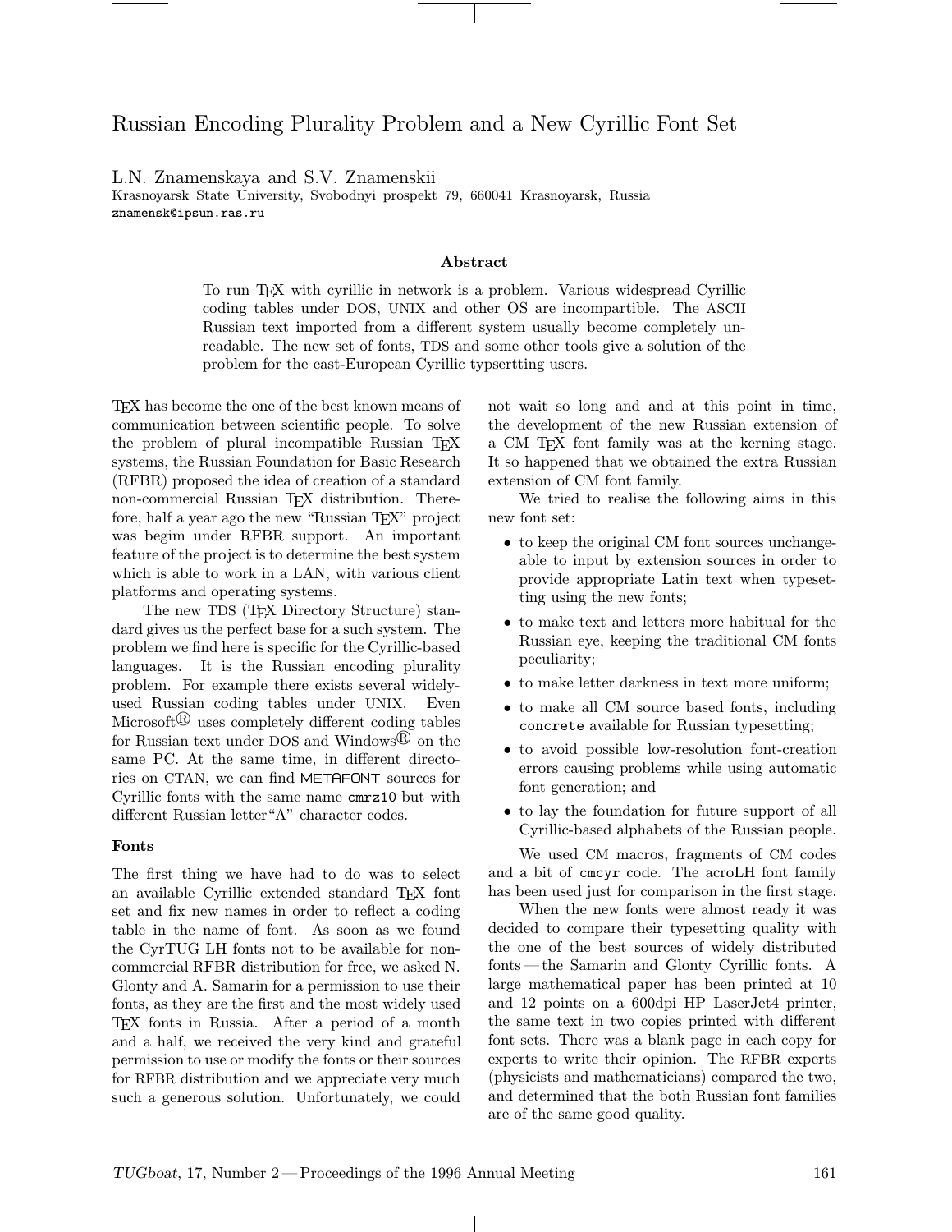# Russian Encoding Plurality Problem and a New Cyrillic Font Set

L.N. Znamenskaya and S.V. Znamenskii
Krasnoyarsk State University, Svobodnyi prospekt 79, 660041 Krasnoyarsk, Russia
znamensk@ipsun.ras.ru

### Abstract

To run TEX with cyrillic in network is a problem. Various widespread Cyrillic coding tables under DOS, UNIX and other OS are incompartible. The ASCII Russian text imported from a different system usually become completely unreadable. The new set of fonts, TDS and some other tools give a solution of the problem for the east-European Cyrillic typsertting users.

TEX has become the one of the best known means of communication between scientific people. To solve the problem of plural incompatible Russian TEX systems, the Russian Foundation for Basic Research (RFBR) proposed the idea of creation of a standard non-commercial Russian TEX distribution. Therefore, half a year ago the new "Russian TEX" project was begim under RFBR support. An important feature of the project is to determine the best system which is able to work in a LAN, with various client platforms and operating systems.

The new TDS (TEX Directory Structure) standard gives us the perfect base for a such system. The problem we find here is specific for the Cyrillic-based languages. It is the Russian encoding plurality problem. For example there exists several widely-used Russian coding tables under UNIX. Even Microsoft® uses completely different coding tables for Russian text under DOS and Windows® on the same PC. At the same time, in different directories on CTAN, we can find METAFONT sources for Cyrillic fonts with the same name `cmrz10` but with different Russian letter"A" character codes.

### Fonts

The first thing we have had to do was to select an available Cyrillic extended standard TEX font set and fix new names in order to reflect a coding table in the name of font. As soon as we found the CyrTUG LH fonts not to be available for non-commercial RFBR distribution for free, we asked N. Glonty and A. Samarin for a permission to use their fonts, as they are the first and the most widely used TEX fonts in Russia. After a period of a month and a half, we received the very kind and grateful permission to use or modify the fonts or their sources for RFBR distribution and we appreciate very much such a generous solution. Unfortunately, we could not wait so long and and at this point in time, the development of the new Russian extension of a CM TEX font family was at the kerning stage. It so happened that we obtained the extra Russian extension of CM font family.

We tried to realise the following aims in this new font set:

- to keep the original CM font sources unchangeable to input by extension sources in order to provide appropriate Latin text when typesetting using the new fonts;
- to make text and letters more habitual for the Russian eye, keeping the traditional CM fonts peculiarity;
- to make letter darkness in text more uniform;
- to make all CM source based fonts, including `concrete` available for Russian typesetting;
- to avoid possible low-resolution font-creation errors causing problems while using automatic font generation; and
- to lay the foundation for future support of all Cyrillic-based alphabets of the Russian people.

We used CM macros, fragments of CM codes and a bit of `cmcyr` code. The acroLH font family has been used just for comparison in the first stage.

When the new fonts were almost ready it was decided to compare their typesetting quality with the one of the best sources of widely distributed fonts — the Samarin and Glonty Cyrillic fonts. A large mathematical paper has been printed at 10 and 12 points on a 600dpi HP LaserJet4 printer, the same text in two copies printed with different font sets. There was a blank page in each copy for experts to write their opinion. The RFBR experts (physicists and mathematicians) compared the two, and determined that the both Russian font families are of the same good quality.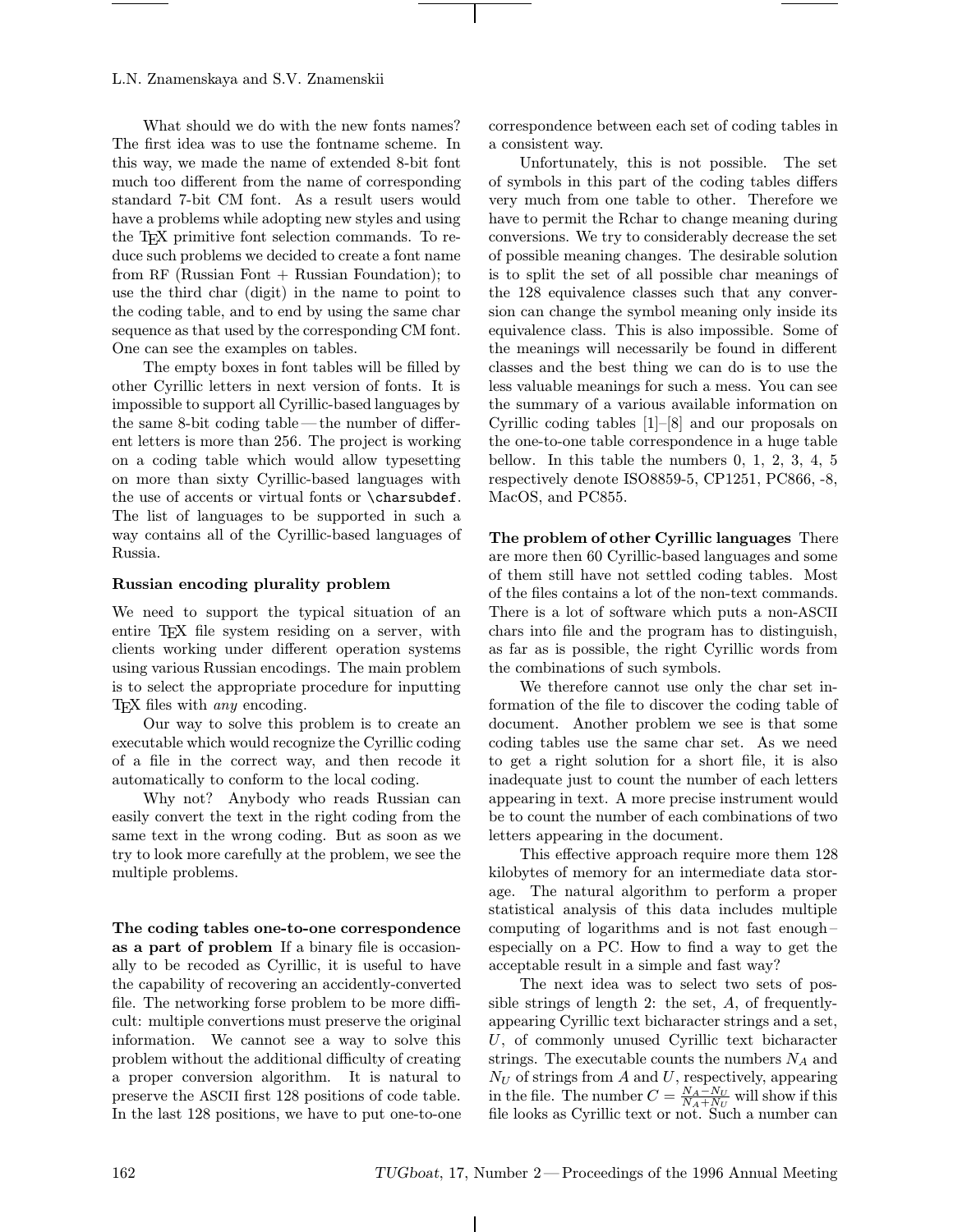What should we do with the new fonts names? The first idea was to use the fontname scheme. In this way, we made the name of extended 8-bit font much too different from the name of corresponding standard 7-bit CM font. As a result users would have a problems while adopting new styles and using the TEX primitive font selection commands. To reduce such problems we decided to create a font name from RF (Russian Font + Russian Foundation); to use the third char (digit) in the name to point to the coding table, and to end by using the same char sequence as that used by the corresponding CM font. One can see the examples on tables.

The empty boxes in font tables will be filled by other Cyrillic letters in next version of fonts. It is impossible to support all Cyrillic-based languages by the same 8-bit coding table — the number of different letters is more than 256. The project is working on a coding table which would allow typesetting on more than sixty Cyrillic-based languages with the use of accents or virtual fonts or `\charsubdef`. The list of languages to be supported in such a way contains all of the Cyrillic-based languages of Russia.

**Russian encoding plurality problem**

We need to support the typical situation of an entire TEX file system residing on a server, with clients working under different operation systems using various Russian encodings. The main problem is to select the appropriate procedure for inputting TEX files with *any* encoding.

Our way to solve this problem is to create an executable which would recognize the Cyrillic coding of a file in the correct way, and then recode it automatically to conform to the local coding.

Why not? Anybody who reads Russian can easily convert the text in the right coding from the same text in the wrong coding. But as soon as we try to look more carefully at the problem, we see the multiple problems.

**The coding tables one-to-one correspondence as a part of problem** If a binary file is occasionally to be recoded as Cyrillic, it is useful to have the capability of recovering an accidently-converted file. The networking forse problem to be more difficult: multiple convertions must preserve the original information. We cannot see a way to solve this problem without the additional difficulty of creating a proper conversion algorithm. It is natural to preserve the ASCII first 128 positions of code table. In the last 128 positions, we have to put one-to-one correspondence between each set of coding tables in a consistent way.

Unfortunately, this is not possible. The set of symbols in this part of the coding tables differs very much from one table to other. Therefore we have to permit the Rchar to change meaning during conversions. We try to considerably decrease the set of possible meaning changes. The desirable solution is to split the set of all possible char meanings of the 128 equivalence classes such that any conversion can change the symbol meaning only inside its equivalence class. This is also impossible. Some of the meanings will necessarily be found in different classes and the best thing we can do is to use the less valuable meanings for such a mess. You can see the summary of a various available information on Cyrillic coding tables [1]–[8] and our proposals on the one-to-one table correspondence in a huge table bellow. In this table the numbers 0, 1, 2, 3, 4, 5 respectively denote ISO8859-5, CP1251, PC866, -8, MacOS, and PC855.

**The problem of other Cyrillic languages** There are more then 60 Cyrillic-based languages and some of them still have not settled coding tables. Most of the files contains a lot of the non-text commands. There is a lot of software which puts a non-ASCII chars into file and the program has to distinguish, as far as is possible, the right Cyrillic words from the combinations of such symbols.

We therefore cannot use only the char set information of the file to discover the coding table of document. Another problem we see is that some coding tables use the same char set. As we need to get a right solution for a short file, it is also inadequate just to count the number of each letters appearing in text. A more precise instrument would be to count the number of each combinations of two letters appearing in the document.

This effective approach require more them 128 kilobytes of memory for an intermediate data storage. The natural algorithm to perform a proper statistical analysis of this data includes multiple computing of logarithms and is not fast enough – especially on a PC. How to find a way to get the acceptable result in a simple and fast way?

The next idea was to select two sets of possible strings of length 2: the set, $A$, of frequently-appearing Cyrillic text bicharacter strings and a set, $U$, of commonly unused Cyrillic text bicharacter strings. The executable counts the numbers $N_A$ and $N_U$ of strings from $A$ and $U$, respectively, appearing in the file. The number $C = \frac{N_A - N_U}{N_A + N_U}$ will show if this file looks as Cyrillic text or not. Such a number can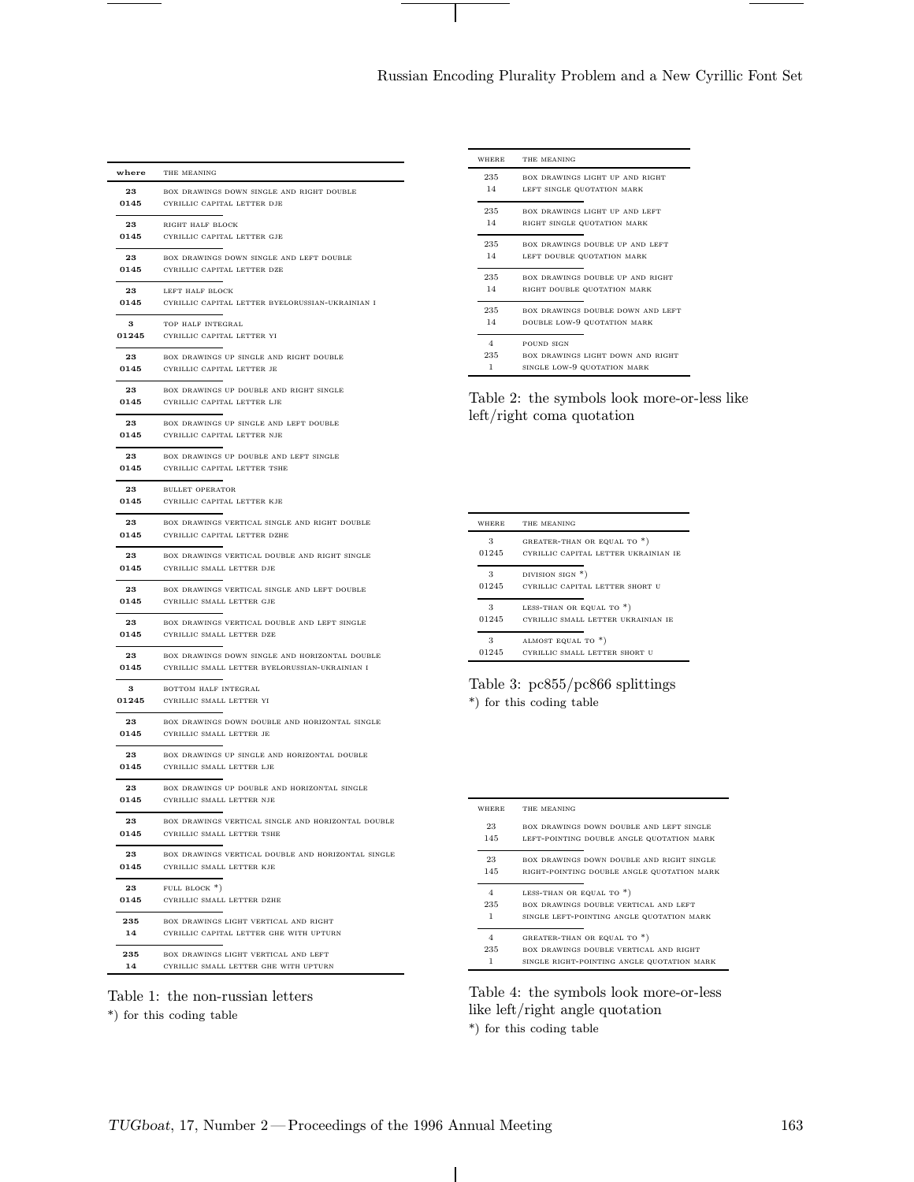| where | THE MEANING |
|---|---|
| **23** | BOX DRAWINGS DOWN SINGLE AND RIGHT DOUBLE |
| **0145** | CYRILLIC CAPITAL LETTER DJE |
| **23** | RIGHT HALF BLOCK |
| **0145** | CYRILLIC CAPITAL LETTER GJE |
| **23** | BOX DRAWINGS DOWN SINGLE AND LEFT DOUBLE |
| **0145** | CYRILLIC CAPITAL LETTER DZE |
| **23** | LEFT HALF BLOCK |
| **0145** | CYRILLIC CAPITAL LETTER BYELORUSSIAN-UKRAINIAN I |
| **3** | TOP HALF INTEGRAL |
| **01245** | CYRILLIC CAPITAL LETTER YI |
| **23** | BOX DRAWINGS UP SINGLE AND RIGHT DOUBLE |
| **0145** | CYRILLIC CAPITAL LETTER JE |
| **23** | BOX DRAWINGS UP DOUBLE AND RIGHT SINGLE |
| **0145** | CYRILLIC CAPITAL LETTER LJE |
| **23** | BOX DRAWINGS UP SINGLE AND LEFT DOUBLE |
| **0145** | CYRILLIC CAPITAL LETTER NJE |
| **23** | BOX DRAWINGS UP DOUBLE AND LEFT SINGLE |
| **0145** | CYRILLIC CAPITAL LETTER TSHE |
| **23** | BULLET OPERATOR |
| **0145** | CYRILLIC CAPITAL LETTER KJE |
| **23** | BOX DRAWINGS VERTICAL SINGLE AND RIGHT DOUBLE |
| **0145** | CYRILLIC CAPITAL LETTER DZHE |
| **23** | BOX DRAWINGS VERTICAL DOUBLE AND RIGHT SINGLE |
| **0145** | CYRILLIC SMALL LETTER DJE |
| **23** | BOX DRAWINGS VERTICAL SINGLE AND LEFT DOUBLE |
| **0145** | CYRILLIC SMALL LETTER GJE |
| **23** | BOX DRAWINGS VERTICAL DOUBLE AND LEFT SINGLE |
| **0145** | CYRILLIC SMALL LETTER DZE |
| **23** | BOX DRAWINGS DOWN SINGLE AND HORIZONTAL DOUBLE |
| **0145** | CYRILLIC SMALL LETTER BYELORUSSIAN-UKRAINIAN I |
| **3** | BOTTOM HALF INTEGRAL |
| **01245** | CYRILLIC SMALL LETTER YI |
| **23** | BOX DRAWINGS DOWN DOUBLE AND HORIZONTAL SINGLE |
| **0145** | CYRILLIC SMALL LETTER JE |
| **23** | BOX DRAWINGS UP SINGLE AND HORIZONTAL DOUBLE |
| **0145** | CYRILLIC SMALL LETTER LJE |
| **23** | BOX DRAWINGS UP DOUBLE AND HORIZONTAL SINGLE |
| **0145** | CYRILLIC SMALL LETTER NJE |
| **23** | BOX DRAWINGS VERTICAL SINGLE AND HORIZONTAL DOUBLE |
| **0145** | CYRILLIC SMALL LETTER TSHE |
| **23** | BOX DRAWINGS VERTICAL DOUBLE AND HORIZONTAL SINGLE |
| **0145** | CYRILLIC SMALL LETTER KJE |
| **23** | FULL BLOCK *) |
| **0145** | CYRILLIC SMALL LETTER DZHE |
| **235** | BOX DRAWINGS LIGHT VERTICAL AND RIGHT |
| **14** | CYRILLIC CAPITAL LETTER GHE WITH UPTURN |
| **235** | BOX DRAWINGS LIGHT VERTICAL AND LEFT |
| **14** | CYRILLIC SMALL LETTER GHE WITH UPTURN |

Table 1: the non-russian letters
*) for this coding table

| WHERE | THE MEANING |
|---|---|
| 235 | BOX DRAWINGS LIGHT UP AND RIGHT |
| 14 | LEFT SINGLE QUOTATION MARK |
| 235 | BOX DRAWINGS LIGHT UP AND LEFT |
| 14 | RIGHT SINGLE QUOTATION MARK |
| 235 | BOX DRAWINGS DOUBLE UP AND LEFT |
| 14 | LEFT DOUBLE QUOTATION MARK |
| 235 | BOX DRAWINGS DOUBLE UP AND RIGHT |
| 14 | RIGHT DOUBLE QUOTATION MARK |
| 235 | BOX DRAWINGS DOUBLE DOWN AND LEFT |
| 14 | DOUBLE LOW-9 QUOTATION MARK |
| 4 | POUND SIGN |
| 235 | BOX DRAWINGS LIGHT DOWN AND RIGHT |
| 1 | SINGLE LOW-9 QUOTATION MARK |

Table 2: the symbols look more-or-less like left/right coma quotation

| WHERE | THE MEANING |
|---|---|
| 3 | GREATER-THAN OR EQUAL TO *) |
| 01245 | CYRILLIC CAPITAL LETTER UKRAINIAN IE |
| 3 | DIVISION SIGN *) |
| 01245 | CYRILLIC CAPITAL LETTER SHORT U |
| 3 | LESS-THAN OR EQUAL TO *) |
| 01245 | CYRILLIC SMALL LETTER UKRAINIAN IE |
| 3 | ALMOST EQUAL TO *) |
| 01245 | CYRILLIC SMALL LETTER SHORT U |

Table 3: pc855/pc866 splittings
*) for this coding table

| WHERE | THE MEANING |
|---|---|
| 23 | BOX DRAWINGS DOWN DOUBLE AND LEFT SINGLE |
| 145 | LEFT-POINTING DOUBLE ANGLE QUOTATION MARK |
| 23 | BOX DRAWINGS DOWN DOUBLE AND RIGHT SINGLE |
| 145 | RIGHT-POINTING DOUBLE ANGLE QUOTATION MARK |
| 4 | LESS-THAN OR EQUAL TO *) |
| 235 | BOX DRAWINGS DOUBLE VERTICAL AND LEFT |
| 1 | SINGLE LEFT-POINTING ANGLE QUOTATION MARK |
| 4 | GREATER-THAN OR EQUAL TO *) |
| 235 | BOX DRAWINGS DOUBLE VERTICAL AND RIGHT |
| 1 | SINGLE RIGHT-POINTING ANGLE QUOTATION MARK |

Table 4: the symbols look more-or-less like left/right angle quotation
*) for this coding table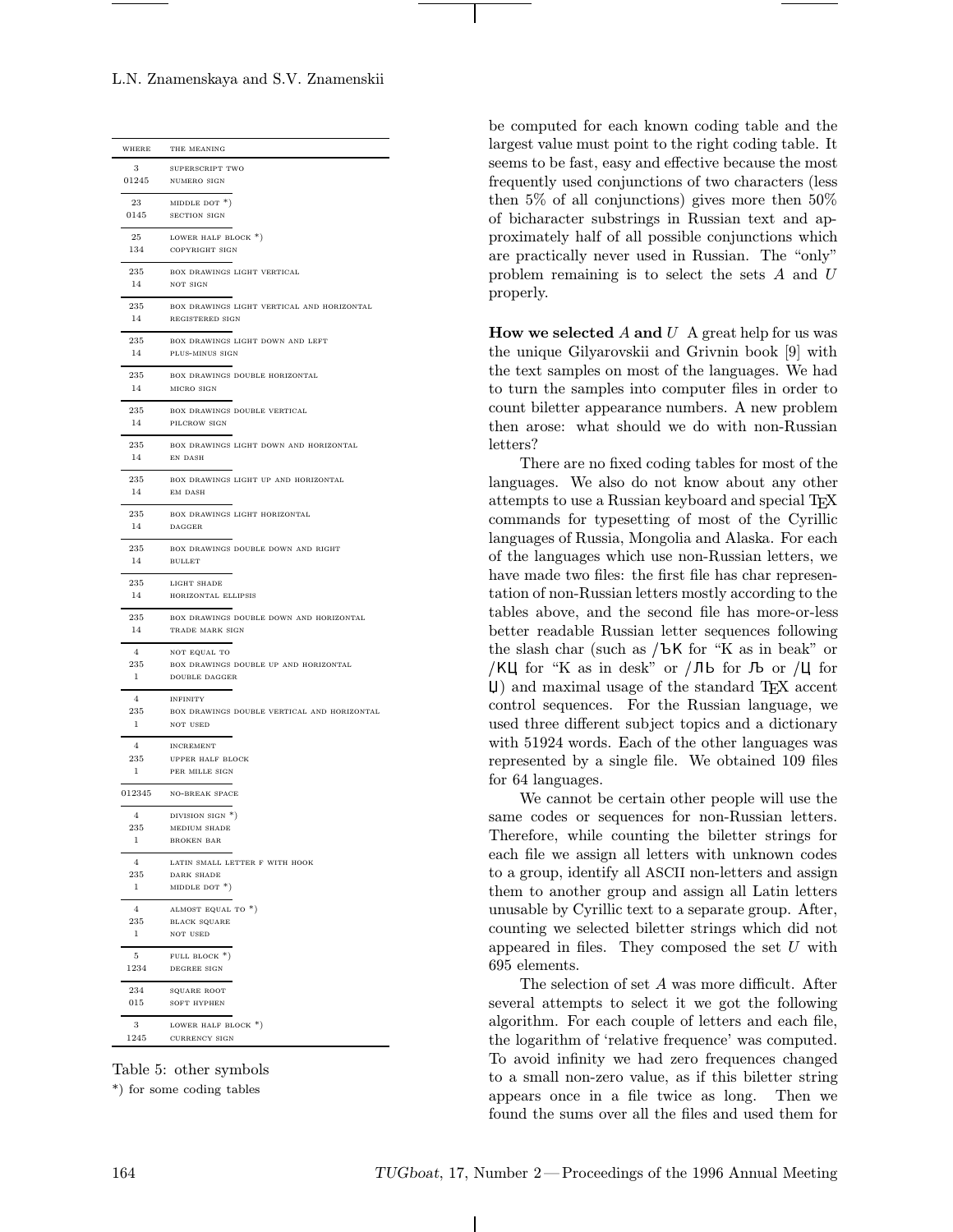| WHERE | THE MEANING |
|---|---|
| 3 | SUPERSCRIPT TWO |
| 01245 | NUMERO SIGN |
| 23 | MIDDLE DOT *) |
| 0145 | SECTION SIGN |
| 25 | LOWER HALF BLOCK *) |
| 134 | COPYRIGHT SIGN |
| 235 | BOX DRAWINGS LIGHT VERTICAL |
| 14 | NOT SIGN |
| 235 | BOX DRAWINGS LIGHT VERTICAL AND HORIZONTAL |
| 14 | REGISTERED SIGN |
| 235 | BOX DRAWINGS LIGHT DOWN AND LEFT |
| 14 | PLUS-MINUS SIGN |
| 235 | BOX DRAWINGS DOUBLE HORIZONTAL |
| 14 | MICRO SIGN |
| 235 | BOX DRAWINGS DOUBLE VERTICAL |
| 14 | PILCROW SIGN |
| 235 | BOX DRAWINGS LIGHT DOWN AND HORIZONTAL |
| 14 | EN DASH |
| 235 | BOX DRAWINGS LIGHT UP AND HORIZONTAL |
| 14 | EM DASH |
| 235 | BOX DRAWINGS LIGHT HORIZONTAL |
| 14 | DAGGER |
| 235 | BOX DRAWINGS DOUBLE DOWN AND RIGHT |
| 14 | BULLET |
| 235 | LIGHT SHADE |
| 14 | HORIZONTAL ELLIPSIS |
| 235 | BOX DRAWINGS DOUBLE DOWN AND HORIZONTAL |
| 14 | TRADE MARK SIGN |
| 4 | NOT EQUAL TO |
| 235 | BOX DRAWINGS DOUBLE UP AND HORIZONTAL |
| 1 | DOUBLE DAGGER |
| 4 | INFINITY |
| 235 | BOX DRAWINGS DOUBLE VERTICAL AND HORIZONTAL |
| 1 | NOT USED |
| 4 | INCREMENT |
| 235 | UPPER HALF BLOCK |
| 1 | PER MILLE SIGN |
| 012345 | NO-BREAK SPACE |
| 4 | DIVISION SIGN *) |
| 235 | MEDIUM SHADE |
| 1 | BROKEN BAR |
| 4 | LATIN SMALL LETTER F WITH HOOK |
| 235 | DARK SHADE |
| 1 | MIDDLE DOT *) |
| 4 | ALMOST EQUAL TO *) |
| 235 | BLACK SQUARE |
| 1 | NOT USED |
| 5 | FULL BLOCK *) |
| 1234 | DEGREE SIGN |
| 234 | SQUARE ROOT |
| 015 | SOFT HYPHEN |
| 3 | LOWER HALF BLOCK *) |
| 1245 | CURRENCY SIGN |

Table 5: other symbols

*) for some coding tables

be computed for each known coding table and the largest value must point to the right coding table. It seems to be fast, easy and effective because the most frequently used conjunctions of two characters (less then 5% of all conjunctions) gives more then 50% of bicharacter substrings in Russian text and approximately half of all possible conjunctions which are practically never used in Russian. The "only" problem remaining is to select the sets $A$ and $U$ properly.

**How we selected $A$ and $U$** A great help for us was the unique Gilyarovskii and Grivnin book [9] with the text samples on most of the languages. We had to turn the samples into computer files in order to count biletter appearance numbers. A new problem then arose: what should we do with non-Russian letters?

There are no fixed coding tables for most of the languages. We also do not know about any other attempts to use a Russian keyboard and special TEX commands for typesetting of most of the Cyrillic languages of Russia, Mongolia and Alaska. For each of the languages which use non-Russian letters, we have made two files: the first file has char representation of non-Russian letters mostly according to the tables above, and the second file has more-or-less better readable Russian letter sequences following the slash char (such as /ЪК for "K as in beak" or /КЦ for "K as in desk" or /ЛЬ for Љ or /Ц for Џ) and maximal usage of the standard TEX accent control sequences. For the Russian language, we used three different subject topics and a dictionary with 51924 words. Each of the other languages was represented by a single file. We obtained 109 files for 64 languages.

We cannot be certain other people will use the same codes or sequences for non-Russian letters. Therefore, while counting the biletter strings for each file we assign all letters with unknown codes to a group, identify all ASCII non-letters and assign them to another group and assign all Latin letters unusable by Cyrillic text to a separate group. After, counting we selected biletter strings which did not appeared in files. They composed the set $U$ with 695 elements.

The selection of set $A$ was more difficult. After several attempts to select it we got the following algorithm. For each couple of letters and each file, the logarithm of 'relative frequence' was computed. To avoid infinity we had zero frequences changed to a small non-zero value, as if this biletter string appears once in a file twice as long. Then we found the sums over all the files and used them for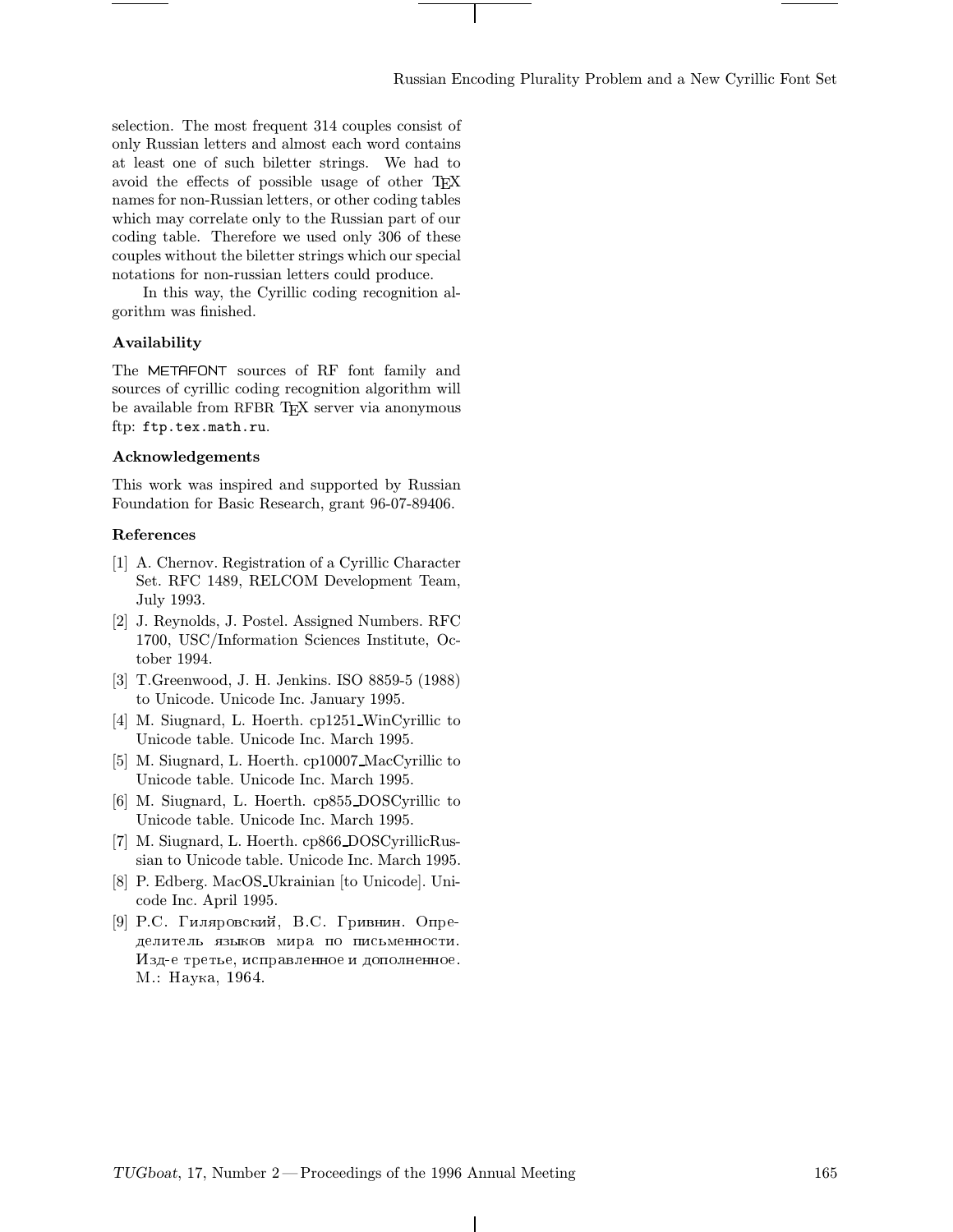selection. The most frequent 314 couples consist of only Russian letters and almost each word contains at least one of such biletter strings. We had to avoid the effects of possible usage of other TEX names for non-Russian letters, or other coding tables which may correlate only to the Russian part of our coding table. Therefore we used only 306 of these couples without the biletter strings which our special notations for non-russian letters could produce.

In this way, the Cyrillic coding recognition algorithm was finished.

### Availability

The METAFONT sources of RF font family and sources of cyrillic coding recognition algorithm will be available from RFBR TEX server via anonymous ftp: `ftp.tex.math.ru`.

### Acknowledgements

This work was inspired and supported by Russian Foundation for Basic Research, grant 96-07-89406.

### References

[1] A. Chernov. Registration of a Cyrillic Character Set. RFC 1489, RELCOM Development Team, July 1993.

[2] J. Reynolds, J. Postel. Assigned Numbers. RFC 1700, USC/Information Sciences Institute, October 1994.

[3] T.Greenwood, J. H. Jenkins. ISO 8859-5 (1988) to Unicode. Unicode Inc. January 1995.

[4] M. Siugnard, L. Hoerth. cp1251_WinCyrillic to Unicode table. Unicode Inc. March 1995.

[5] M. Siugnard, L. Hoerth. cp10007_MacCyrillic to Unicode table. Unicode Inc. March 1995.

[6] M. Siugnard, L. Hoerth. cp855_DOSCyrillic to Unicode table. Unicode Inc. March 1995.

[7] M. Siugnard, L. Hoerth. cp866_DOSCyrillicRussian to Unicode table. Unicode Inc. March 1995.

[8] P. Edberg. MacOS_Ukrainian [to Unicode]. Unicode Inc. April 1995.

[9] Р.С. Гиляровский, В.С. Гривнин. Определитель языков мира по письменности. Изд-е третье, исправленное и дополненное. М.: Наука, 1964.